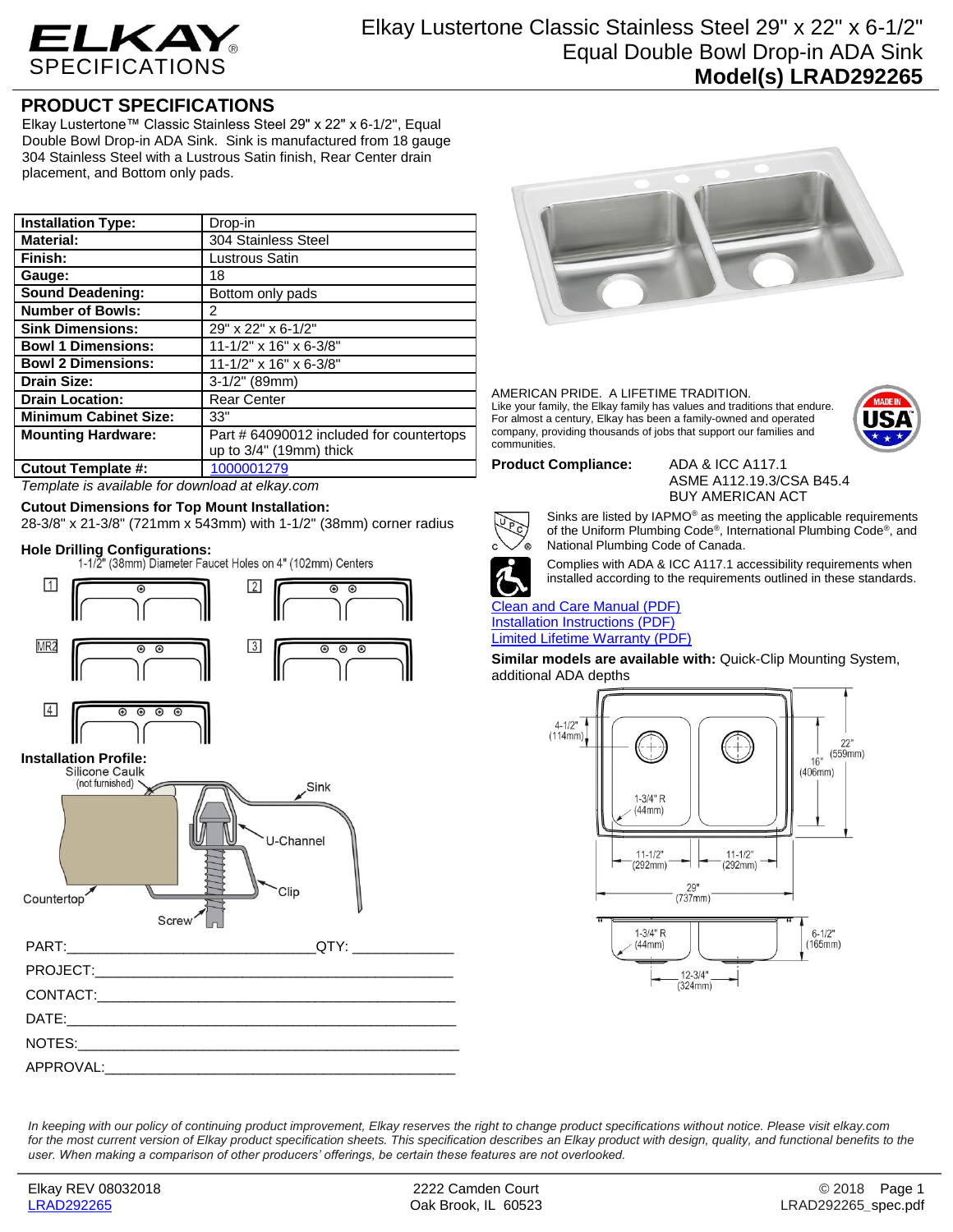# ELKAY SPECIFICATIONS

# Elkay Lustertone Classic Stainless Steel 29" x 22" x 6-1/2" Equal Double Bowl Drop-in ADA Sink

**Model(s) LRAD292265**

## PRODUCT SPECIFICATIONS

Elkay Lustertone™ Classic Stainless Steel 29" x 22" x 6-1/2", Equal Double Bowl Drop-in ADA Sink. Sink is manufactured from 18 gauge 304 Stainless Steel with a Lustrous Satin finish, Rear Center drain placement, and Bottom only pads.

| | |
|---|---|
| **Installation Type:** | Drop-in |
| **Material:** | 304 Stainless Steel |
| **Finish:** | Lustrous Satin |
| **Gauge:** | 18 |
| **Sound Deadening:** | Bottom only pads |
| **Number of Bowls:** | 2 |
| **Sink Dimensions:** | 29" x 22" x 6-1/2" |
| **Bowl 1 Dimensions:** | 11-1/2" x 16" x 6-3/8" |
| **Bowl 2 Dimensions:** | 11-1/2" x 16" x 6-3/8" |
| **Drain Size:** | 3-1/2" (89mm) |
| **Drain Location:** | Rear Center |
| **Minimum Cabinet Size:** | 33" |
| **Mounting Hardware:** | Part # 64090012 included for countertops up to 3/4" (19mm) thick |
| **Cutout Template #:** | 1000001279 |

*Template is available for download at elkay.com*

**Cutout Dimensions for Top Mount Installation:**
28-3/8" x 21-3/8" (721mm x 543mm) with 1-1/2" (38mm) corner radius

**Hole Drilling Configurations:**
1-1/2" (38mm) Diameter Faucet Holes on 4" (102mm) Centers

1, 2, MR2, 3, 4

**Installation Profile:**

Silicone Caulk (not furnished), Sink, U-Channel, Clip, Countertop, Screw

AMERICAN PRIDE. A LIFETIME TRADITION.
Like your family, the Elkay family has values and traditions that endure. For almost a century, Elkay has been a family-owned and operated company, providing thousands of jobs that support our families and communities.

MADE IN USA

**Product Compliance:** ADA & ICC A117.1
ASME A112.19.3/CSA B45.4
BUY AMERICAN ACT

Sinks are listed by IAPMO® as meeting the applicable requirements of the Uniform Plumbing Code®, International Plumbing Code®, and National Plumbing Code of Canada.

Complies with ADA & ICC A117.1 accessibility requirements when installed according to the requirements outlined in these standards.

Clean and Care Manual (PDF)
Installation Instructions (PDF)
Limited Lifetime Warranty (PDF)

**Similar models are available with:** Quick-Clip Mounting System, additional ADA depths

4-1/2" (114mm); 16" (406mm); 22" (559mm); 1-3/4" R (44mm); 11-1/2" (292mm); 11-1/2" (292mm); 29" (737mm); 1-3/4" R (44mm); 6-1/2" (165mm); 12-3/4" (324mm)

PART:______________________________QTY: ____________

PROJECT:_______________________________________________

CONTACT:_______________________________________________

DATE:__________________________________________________

NOTES:_________________________________________________

APPROVAL:______________________________________________

*In keeping with our policy of continuing product improvement, Elkay reserves the right to change product specifications without notice. Please visit elkay.com for the most current version of Elkay product specification sheets. This specification describes an Elkay product with design, quality, and functional benefits to the user. When making a comparison of other producers' offerings, be certain these features are not overlooked.*

Elkay REV 08032018
LRAD292265

2222 Camden Court
Oak Brook, IL 60523

© 2018
LRAD292265_spec.pdf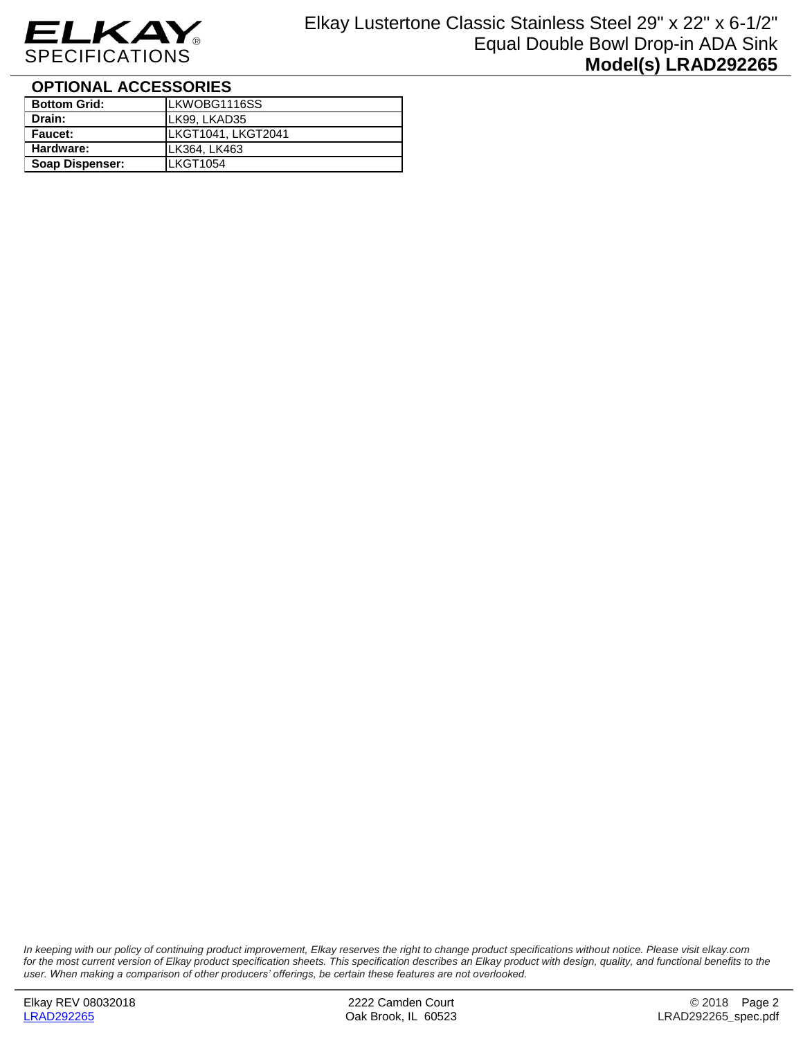## OPTIONAL ACCESSORIES

| | |
|---|---|
| **Bottom Grid:** | LKWOBG1116SS |
| **Drain:** | LK99, LKAD35 |
| **Faucet:** | LKGT1041, LKGT2041 |
| **Hardware:** | LK364, LK463 |
| **Soap Dispenser:** | LKGT1054 |

*In keeping with our policy of continuing product improvement, Elkay reserves the right to change product specifications without notice. Please visit elkay.com for the most current version of Elkay product specification sheets. This specification describes an Elkay product with design, quality, and functional benefits to the user. When making a comparison of other producers' offerings, be certain these features are not overlooked.*